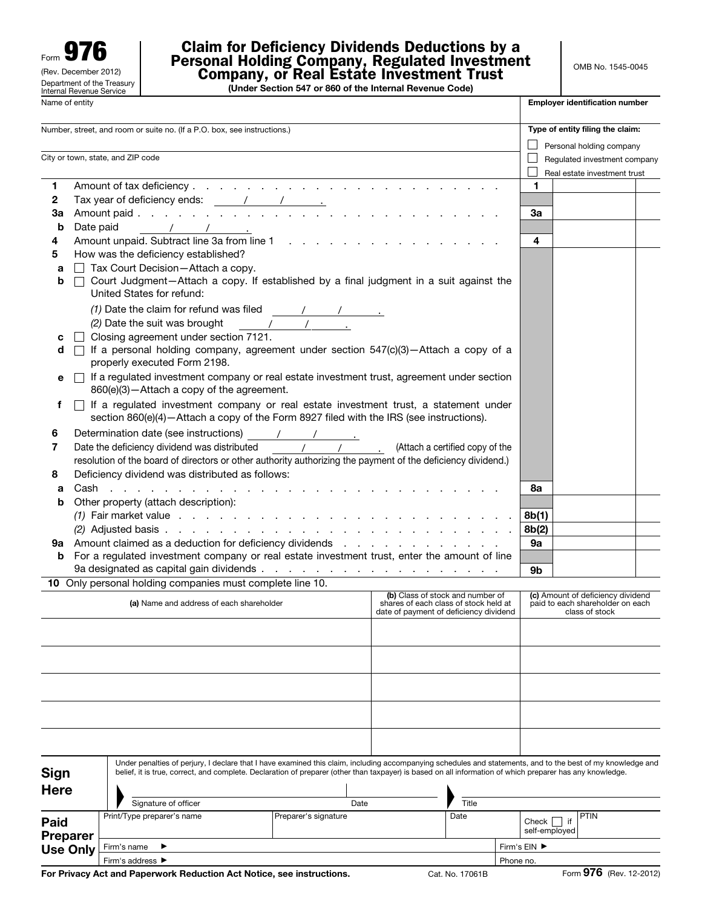Form **976**
(Rev. December 2012)
Department of the Treasury
Internal Revenue Service

# Claim for Deficiency Dividends Deductions by a Personal Holding Company, Regulated Investment Company, or Real Estate Investment Trust

**(Under Section 547 or 860 of the Internal Revenue Code)**

OMB No. 1545-0045

Name of entity

**Employer identification number**

Number, street, and room or suite no. (If a P.O. box, see instructions.)

City or town, state, and ZIP code

**Type of entity filing the claim:**

☐ Personal holding company
☐ Regulated investment company
☐ Real estate investment trust

| | | | |
|---|---|---|---|
| **1** | Amount of tax deficiency | **1** | |
| **2** | Tax year of deficiency ends: ___/___/___ | | |
| **3a** | Amount paid | **3a** | |
| **b** | Date paid ___/___/___ | | |
| **4** | Amount unpaid. Subtract line 3a from line 1 | **4** | |
| **5** | How was the deficiency established? | | |
| **a** | ☐ Tax Court Decision—Attach a copy. | | |
| **b** | ☐ Court Judgment—Attach a copy. If established by a final judgment in a suit against the United States for refund:<br>*(1)* Date the claim for refund was filed ___/___/___<br>*(2)* Date the suit was brought ___/___/___ | | |
| **c** | ☐ Closing agreement under section 7121. | | |
| **d** | ☐ If a personal holding company, agreement under section 547(c)(3)—Attach a copy of a properly executed Form 2198. | | |
| **e** | ☐ If a regulated investment company or real estate investment trust, agreement under section 860(e)(3)—Attach a copy of the agreement. | | |
| **f** | ☐ If a regulated investment company or real estate investment trust, a statement under section 860(e)(4)—Attach a copy of the Form 8927 filed with the IRS (see instructions). | | |
| **6** | Determination date (see instructions) ___/___/___ | | |
| **7** | Date the deficiency dividend was distributed ___/___/___ (Attach a certified copy of the resolution of the board of directors or other authority authorizing the payment of the deficiency dividend.) | | |
| **8** | Deficiency dividend was distributed as follows: | | |
| **a** | Cash | **8a** | |
| **b** | Other property (attach description): | | |
| | *(1)* Fair market value | **8b(1)** | |
| | *(2)* Adjusted basis | **8b(2)** | |
| **9a** | Amount claimed as a deduction for deficiency dividends | **9a** | |
| **b** | For a regulated investment company or real estate investment trust, enter the amount of line 9a designated as capital gain dividends | **9b** | |

**10** Only personal holding companies must complete line 10.

| **(a)** Name and address of each shareholder | **(b)** Class of stock and number of shares of each class of stock held at date of payment of deficiency dividend | **(c)** Amount of deficiency dividend paid to each shareholder on each class of stock |
|---|---|---|
| | | |
| | | |
| | | |
| | | |
| | | |

**Sign Here**

Under penalties of perjury, I declare that I have examined this claim, including accompanying schedules and statements, and to the best of my knowledge and belief, it is true, correct, and complete. Declaration of preparer (other than taxpayer) is based on all information of which preparer has any knowledge.

Signature of officer | Date | Title

**Paid Preparer Use Only**

| Print/Type preparer's name | Preparer's signature | Date | Check ☐ if self-employed | PTIN |
|---|---|---|---|---|
| Firm's name ► | | | Firm's EIN ► | |
| Firm's address ► | | | Phone no. | |

**For Privacy Act and Paperwork Reduction Act Notice, see instructions.** Cat. No. 17061B Form **976** (Rev. 12-2012)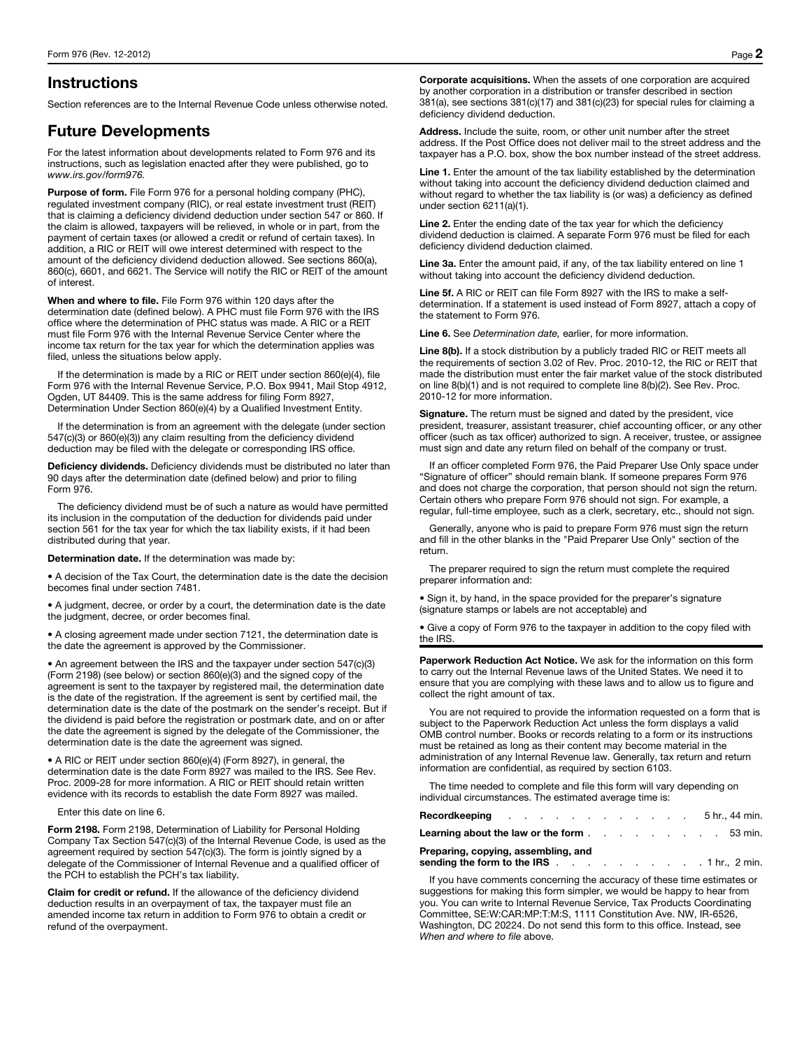## Instructions

Section references are to the Internal Revenue Code unless otherwise noted.

## Future Developments

For the latest information about developments related to Form 976 and its instructions, such as legislation enacted after they were published, go to *www.irs.gov/form976.*

**Purpose of form.** File Form 976 for a personal holding company (PHC), regulated investment company (RIC), or real estate investment trust (REIT) that is claiming a deficiency dividend deduction under section 547 or 860. If the claim is allowed, taxpayers will be relieved, in whole or in part, from the payment of certain taxes (or allowed a credit or refund of certain taxes). In addition, a RIC or REIT will owe interest determined with respect to the amount of the deficiency dividend deduction allowed. See sections 860(a), 860(c), 6601, and 6621. The Service will notify the RIC or REIT of the amount of interest.

**When and where to file.** File Form 976 within 120 days after the determination date (defined below). A PHC must file Form 976 with the IRS office where the determination of PHC status was made. A RIC or a REIT must file Form 976 with the Internal Revenue Service Center where the income tax return for the tax year for which the determination applies was filed, unless the situations below apply.

If the determination is made by a RIC or REIT under section 860(e)(4), file Form 976 with the Internal Revenue Service, P.O. Box 9941, Mail Stop 4912, Ogden, UT 84409. This is the same address for filing Form 8927, Determination Under Section 860(e)(4) by a Qualified Investment Entity.

If the determination is from an agreement with the delegate (under section 547(c)(3) or 860(e)(3)) any claim resulting from the deficiency dividend deduction may be filed with the delegate or corresponding IRS office.

**Deficiency dividends.** Deficiency dividends must be distributed no later than 90 days after the determination date (defined below) and prior to filing Form 976.

The deficiency dividend must be of such a nature as would have permitted its inclusion in the computation of the deduction for dividends paid under section 561 for the tax year for which the tax liability exists, if it had been distributed during that year.

**Determination date.** If the determination was made by:

- A decision of the Tax Court, the determination date is the date the decision becomes final under section 7481.
- A judgment, decree, or order by a court, the determination date is the date the judgment, decree, or order becomes final.
- A closing agreement made under section 7121, the determination date is the date the agreement is approved by the Commissioner.
- An agreement between the IRS and the taxpayer under section 547(c)(3) (Form 2198) (see below) or section 860(e)(3) and the signed copy of the agreement is sent to the taxpayer by registered mail, the determination date is the date of the registration. If the agreement is sent by certified mail, the determination date is the date of the postmark on the sender's receipt. But if the dividend is paid before the registration or postmark date, and on or after the date the agreement is signed by the delegate of the Commissioner, the determination date is the date the agreement was signed.
- A RIC or REIT under section 860(e)(4) (Form 8927), in general, the determination date is the date Form 8927 was mailed to the IRS. See Rev. Proc. 2009-28 for more information. A RIC or REIT should retain written evidence with its records to establish the date Form 8927 was mailed.

Enter this date on line 6.

**Form 2198.** Form 2198, Determination of Liability for Personal Holding Company Tax Section 547(c)(3) of the Internal Revenue Code, is used as the agreement required by section 547(c)(3). The form is jointly signed by a delegate of the Commissioner of Internal Revenue and a qualified officer of the PCH to establish the PCH's tax liability.

**Claim for credit or refund.** If the allowance of the deficiency dividend deduction results in an overpayment of tax, the taxpayer must file an amended income tax return in addition to Form 976 to obtain a credit or refund of the overpayment.

**Corporate acquisitions.** When the assets of one corporation are acquired by another corporation in a distribution or transfer described in section 381(a), see sections 381(c)(17) and 381(c)(23) for special rules for claiming a deficiency dividend deduction.

**Address.** Include the suite, room, or other unit number after the street address. If the Post Office does not deliver mail to the street address and the taxpayer has a P.O. box, show the box number instead of the street address.

**Line 1.** Enter the amount of the tax liability established by the determination without taking into account the deficiency dividend deduction claimed and without regard to whether the tax liability is (or was) a deficiency as defined under section 6211(a)(1).

**Line 2.** Enter the ending date of the tax year for which the deficiency dividend deduction is claimed. A separate Form 976 must be filed for each deficiency dividend deduction claimed.

**Line 3a.** Enter the amount paid, if any, of the tax liability entered on line 1 without taking into account the deficiency dividend deduction.

**Line 5f.** A RIC or REIT can file Form 8927 with the IRS to make a self-determination. If a statement is used instead of Form 8927, attach a copy of the statement to Form 976.

**Line 6.** See *Determination date,* earlier, for more information.

**Line 8(b).** If a stock distribution by a publicly traded RIC or REIT meets all the requirements of section 3.02 of Rev. Proc. 2010-12, the RIC or REIT that made the distribution must enter the fair market value of the stock distributed on line 8(b)(1) and is not required to complete line 8(b)(2). See Rev. Proc. 2010-12 for more information.

**Signature.** The return must be signed and dated by the president, vice president, treasurer, assistant treasurer, chief accounting officer, or any other officer (such as tax officer) authorized to sign. A receiver, trustee, or assignee must sign and date any return filed on behalf of the company or trust.

If an officer completed Form 976, the Paid Preparer Use Only space under "Signature of officer" should remain blank. If someone prepares Form 976 and does not charge the corporation, that person should not sign the return. Certain others who prepare Form 976 should not sign. For example, a regular, full-time employee, such as a clerk, secretary, etc., should not sign.

Generally, anyone who is paid to prepare Form 976 must sign the return and fill in the other blanks in the "Paid Preparer Use Only" section of the return.

The preparer required to sign the return must complete the required preparer information and:

- Sign it, by hand, in the space provided for the preparer's signature (signature stamps or labels are not acceptable) and
- Give a copy of Form 976 to the taxpayer in addition to the copy filed with the IRS.

**Paperwork Reduction Act Notice.** We ask for the information on this form to carry out the Internal Revenue laws of the United States. We need it to ensure that you are complying with these laws and to allow us to figure and collect the right amount of tax.

You are not required to provide the information requested on a form that is subject to the Paperwork Reduction Act unless the form displays a valid OMB control number. Books or records relating to a form or its instructions must be retained as long as their content may become material in the administration of any Internal Revenue law. Generally, tax return and return information are confidential, as required by section 6103.

The time needed to complete and file this form will vary depending on individual circumstances. The estimated average time is:

| | |
|---|---|
| **Recordkeeping** | 5 hr., 44 min. |
| **Learning about the law or the form** | 53 min. |
| **Preparing, copying, assembling, and sending the form to the IRS** | 1 hr., 2 min. |

If you have comments concerning the accuracy of these time estimates or suggestions for making this form simpler, we would be happy to hear from you. You can write to Internal Revenue Service, Tax Products Coordinating Committee, SE:W:CAR:MP:T:M:S, 1111 Constitution Ave. NW, IR-6526, Washington, DC 20224. Do not send this form to this office. Instead, see *When and where to file* above.